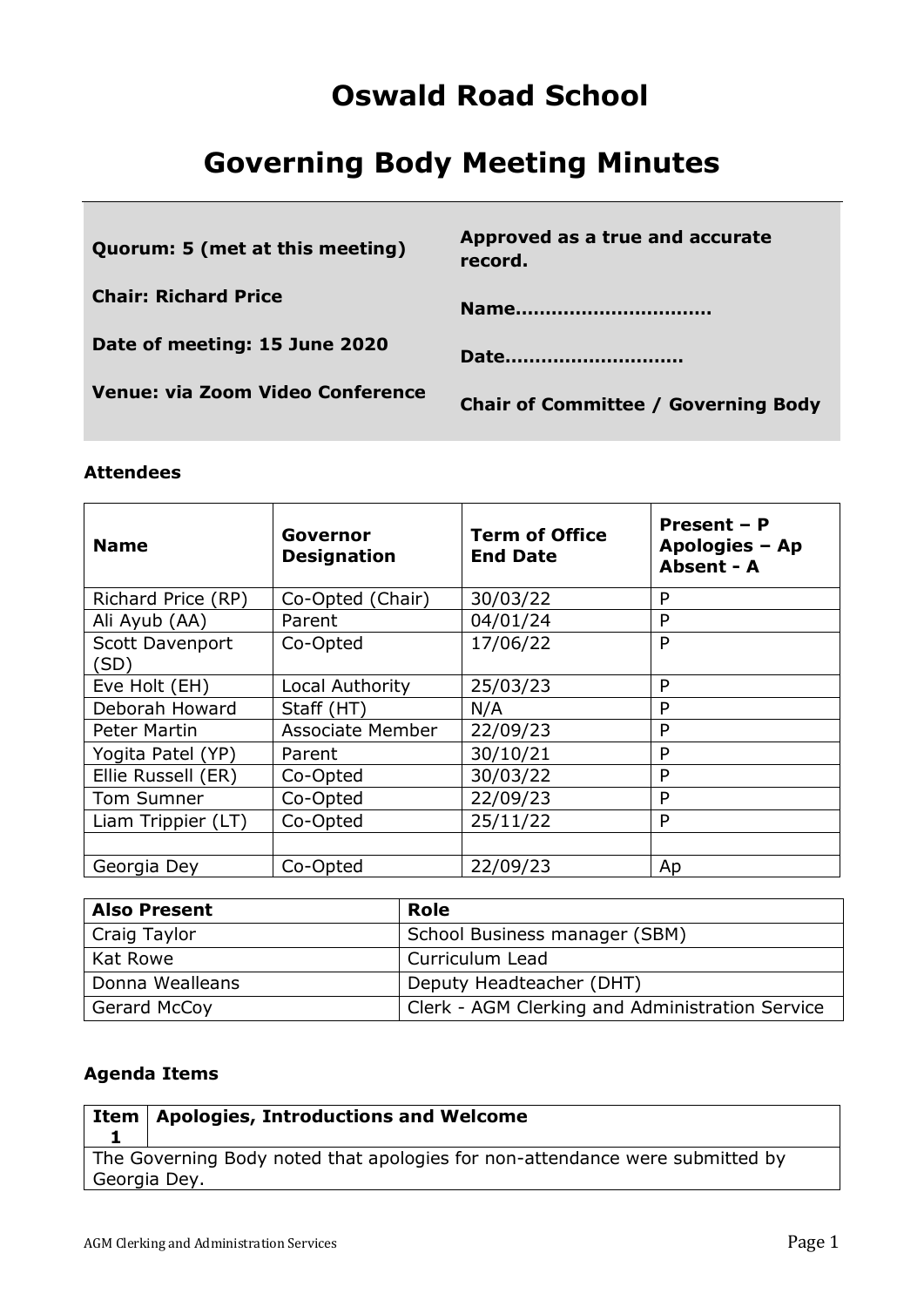# Oswald Road School

# Governing Body Meeting Minutes

| | |
|---|---|
| **Quorum: 5 (met at this meeting)** | **Approved as a true and accurate record.** |
| **Chair: Richard Price** | **Name…………………………** |
| **Date of meeting: 15 June 2020** | **Date………………………** |
| **Venue: via Zoom Video Conference** | **Chair of Committee / Governing Body** |

### Attendees

| Name | Governor Designation | Term of Office End Date | Present – P Apologies – Ap Absent - A |
|---|---|---|---|
| Richard Price (RP) | Co-Opted (Chair) | 30/03/22 | P |
| Ali Ayub (AA) | Parent | 04/01/24 | P |
| Scott Davenport (SD) | Co-Opted | 17/06/22 | P |
| Eve Holt (EH) | Local Authority | 25/03/23 | P |
| Deborah Howard | Staff (HT) | N/A | P |
| Peter Martin | Associate Member | 22/09/23 | P |
| Yogita Patel (YP) | Parent | 30/10/21 | P |
| Ellie Russell (ER) | Co-Opted | 30/03/22 | P |
| Tom Sumner | Co-Opted | 22/09/23 | P |
| Liam Trippier (LT) | Co-Opted | 25/11/22 | P |
| | | | |
| Georgia Dey | Co-Opted | 22/09/23 | Ap |

| Also Present | Role |
|---|---|
| Craig Taylor | School Business manager (SBM) |
| Kat Rowe | Curriculum Lead |
| Donna Wealleans | Deputy Headteacher (DHT) |
| Gerard McCoy | Clerk - AGM Clerking and Administration Service |

### Agenda Items

| Item 1 | Apologies, Introductions and Welcome |
|---|---|
| The Governing Body noted that apologies for non-attendance were submitted by Georgia Dey. | |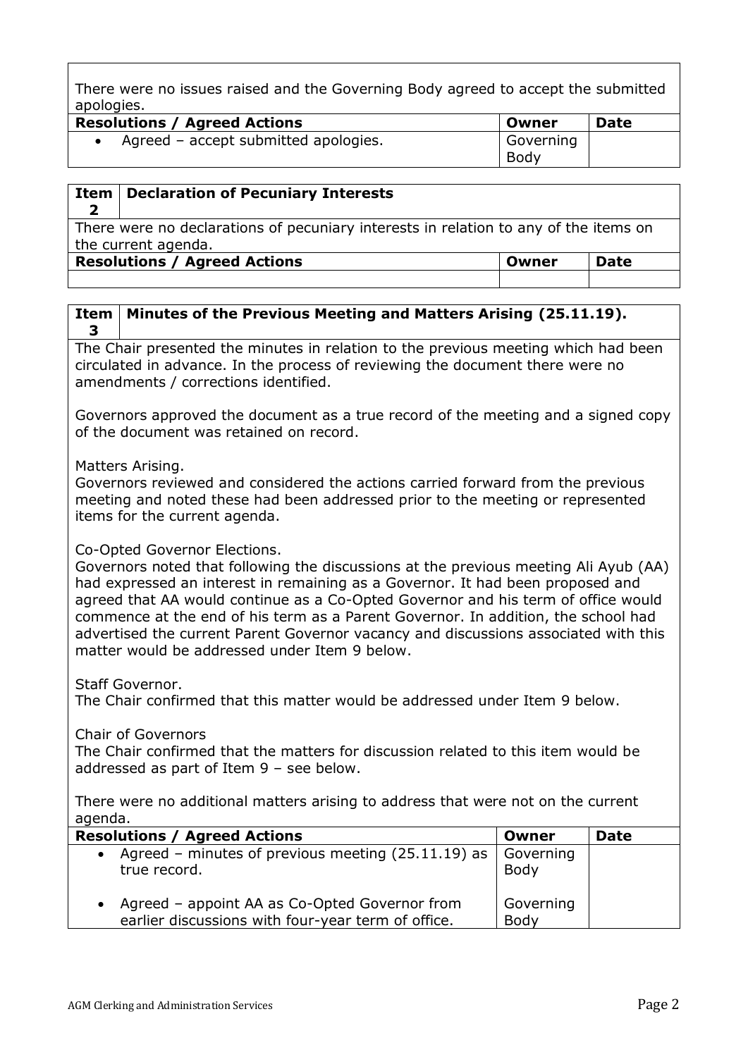There were no issues raised and the Governing Body agreed to accept the submitted apologies.

| Resolutions / Agreed Actions | Owner | Date |
|---|---|---|
| • Agreed – accept submitted apologies. | Governing Body | |

| Item 2 | Declaration of Pecuniary Interests |
|---|---|

There were no declarations of pecuniary interests in relation to any of the items on the current agenda.

| Resolutions / Agreed Actions | Owner | Date |
|---|---|---|
| | | |

| Item 3 | Minutes of the Previous Meeting and Matters Arising (25.11.19). |
|---|---|

The Chair presented the minutes in relation to the previous meeting which had been circulated in advance. In the process of reviewing the document there were no amendments / corrections identified.

Governors approved the document as a true record of the meeting and a signed copy of the document was retained on record.

Matters Arising.
Governors reviewed and considered the actions carried forward from the previous meeting and noted these had been addressed prior to the meeting or represented items for the current agenda.

Co-Opted Governor Elections.
Governors noted that following the discussions at the previous meeting Ali Ayub (AA) had expressed an interest in remaining as a Governor. It had been proposed and agreed that AA would continue as a Co-Opted Governor and his term of office would commence at the end of his term as a Parent Governor. In addition, the school had advertised the current Parent Governor vacancy and discussions associated with this matter would be addressed under Item 9 below.

Staff Governor.
The Chair confirmed that this matter would be addressed under Item 9 below.

Chair of Governors
The Chair confirmed that the matters for discussion related to this item would be addressed as part of Item 9 – see below.

There were no additional matters arising to address that were not on the current agenda.

| Resolutions / Agreed Actions | Owner | Date |
|---|---|---|
| • Agreed – minutes of previous meeting (25.11.19) as true record. | Governing Body | |
| • Agreed – appoint AA as Co-Opted Governor from earlier discussions with four-year term of office. | Governing Body | |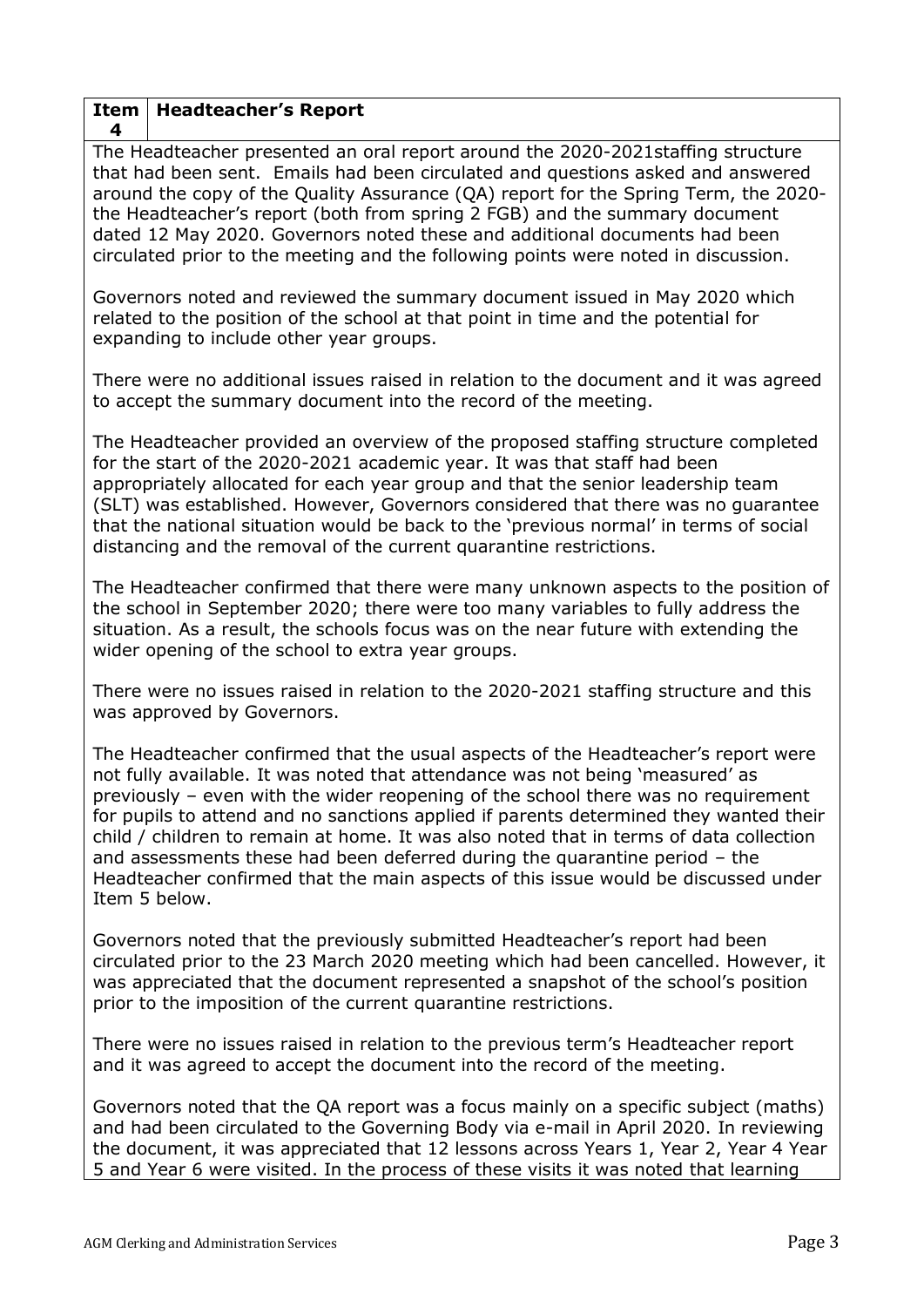| Item 4 | Headteacher's Report |
|---|---|

The Headteacher presented an oral report around the 2020-2021staffing structure that had been sent. Emails had been circulated and questions asked and answered around the copy of the Quality Assurance (QA) report for the Spring Term, the 2020- the Headteacher's report (both from spring 2 FGB) and the summary document dated 12 May 2020. Governors noted these and additional documents had been circulated prior to the meeting and the following points were noted in discussion.

Governors noted and reviewed the summary document issued in May 2020 which related to the position of the school at that point in time and the potential for expanding to include other year groups.

There were no additional issues raised in relation to the document and it was agreed to accept the summary document into the record of the meeting.

The Headteacher provided an overview of the proposed staffing structure completed for the start of the 2020-2021 academic year. It was that staff had been appropriately allocated for each year group and that the senior leadership team (SLT) was established. However, Governors considered that there was no guarantee that the national situation would be back to the 'previous normal' in terms of social distancing and the removal of the current quarantine restrictions.

The Headteacher confirmed that there were many unknown aspects to the position of the school in September 2020; there were too many variables to fully address the situation. As a result, the schools focus was on the near future with extending the wider opening of the school to extra year groups.

There were no issues raised in relation to the 2020-2021 staffing structure and this was approved by Governors.

The Headteacher confirmed that the usual aspects of the Headteacher's report were not fully available. It was noted that attendance was not being 'measured' as previously – even with the wider reopening of the school there was no requirement for pupils to attend and no sanctions applied if parents determined they wanted their child / children to remain at home. It was also noted that in terms of data collection and assessments these had been deferred during the quarantine period – the Headteacher confirmed that the main aspects of this issue would be discussed under Item 5 below.

Governors noted that the previously submitted Headteacher's report had been circulated prior to the 23 March 2020 meeting which had been cancelled. However, it was appreciated that the document represented a snapshot of the school's position prior to the imposition of the current quarantine restrictions.

There were no issues raised in relation to the previous term's Headteacher report and it was agreed to accept the document into the record of the meeting.

Governors noted that the QA report was a focus mainly on a specific subject (maths) and had been circulated to the Governing Body via e-mail in April 2020. In reviewing the document, it was appreciated that 12 lessons across Years 1, Year 2, Year 4 Year 5 and Year 6 were visited. In the process of these visits it was noted that learning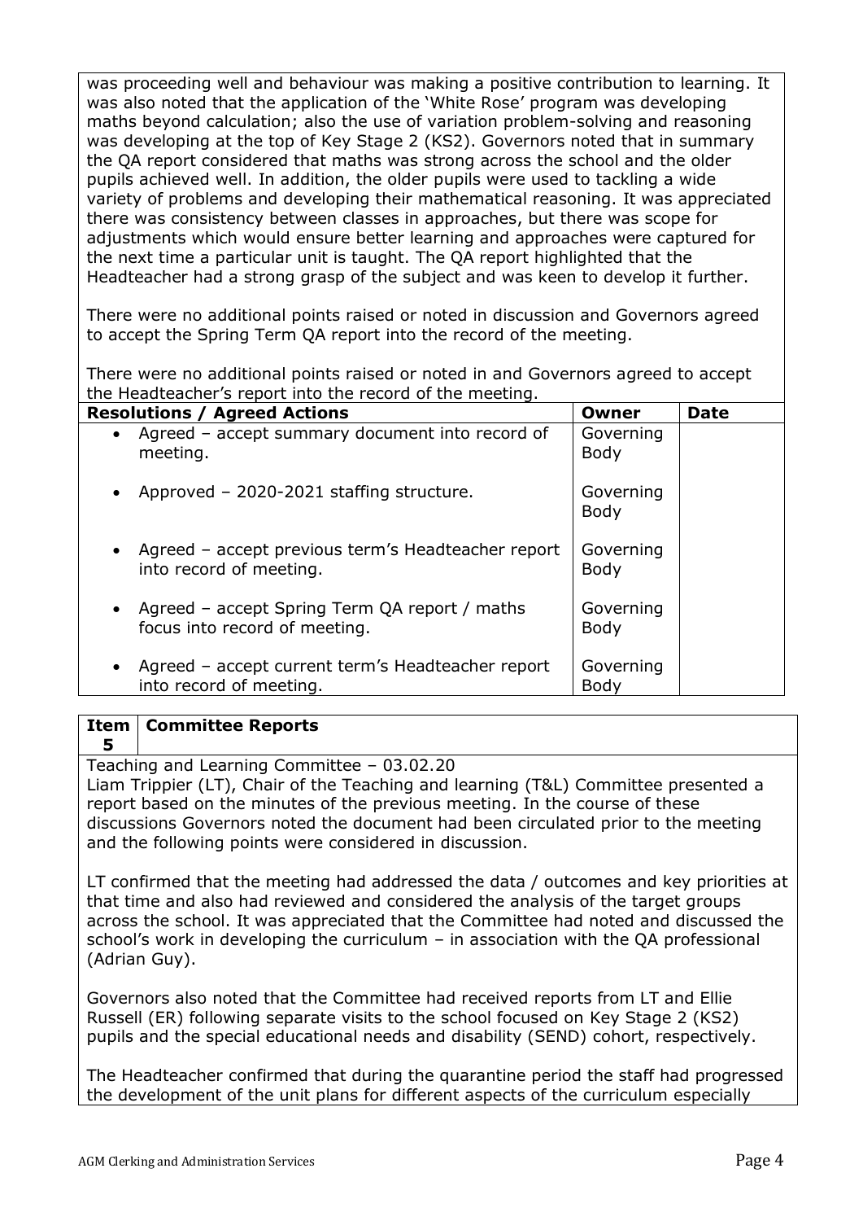was proceeding well and behaviour was making a positive contribution to learning. It was also noted that the application of the 'White Rose' program was developing maths beyond calculation; also the use of variation problem-solving and reasoning was developing at the top of Key Stage 2 (KS2). Governors noted that in summary the QA report considered that maths was strong across the school and the older pupils achieved well. In addition, the older pupils were used to tackling a wide variety of problems and developing their mathematical reasoning. It was appreciated there was consistency between classes in approaches, but there was scope for adjustments which would ensure better learning and approaches were captured for the next time a particular unit is taught. The QA report highlighted that the Headteacher had a strong grasp of the subject and was keen to develop it further.

There were no additional points raised or noted in discussion and Governors agreed to accept the Spring Term QA report into the record of the meeting.

There were no additional points raised or noted in and Governors agreed to accept the Headteacher's report into the record of the meeting.

| Resolutions / Agreed Actions | Owner | Date |
|---|---|---|
| • Agreed – accept summary document into record of meeting. | Governing Body | |
| • Approved – 2020-2021 staffing structure. | Governing Body | |
| • Agreed – accept previous term's Headteacher report into record of meeting. | Governing Body | |
| • Agreed – accept Spring Term QA report / maths focus into record of meeting. | Governing Body | |
| • Agreed – accept current term's Headteacher report into record of meeting. | Governing Body | |

| Item 5 | Committee Reports |
|---|---|

Teaching and Learning Committee – 03.02.20

Liam Trippier (LT), Chair of the Teaching and learning (T&L) Committee presented a report based on the minutes of the previous meeting. In the course of these discussions Governors noted the document had been circulated prior to the meeting and the following points were considered in discussion.

LT confirmed that the meeting had addressed the data / outcomes and key priorities at that time and also had reviewed and considered the analysis of the target groups across the school. It was appreciated that the Committee had noted and discussed the school's work in developing the curriculum – in association with the QA professional (Adrian Guy).

Governors also noted that the Committee had received reports from LT and Ellie Russell (ER) following separate visits to the school focused on Key Stage 2 (KS2) pupils and the special educational needs and disability (SEND) cohort, respectively.

The Headteacher confirmed that during the quarantine period the staff had progressed the development of the unit plans for different aspects of the curriculum especially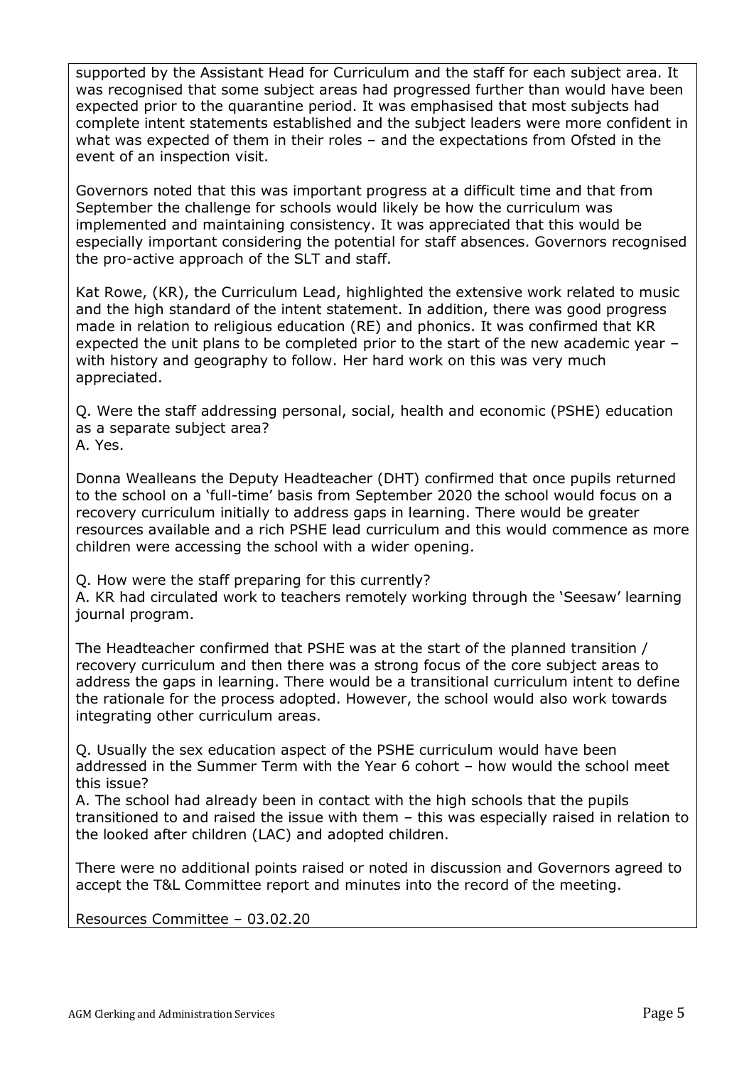supported by the Assistant Head for Curriculum and the staff for each subject area. It was recognised that some subject areas had progressed further than would have been expected prior to the quarantine period. It was emphasised that most subjects had complete intent statements established and the subject leaders were more confident in what was expected of them in their roles – and the expectations from Ofsted in the event of an inspection visit.

Governors noted that this was important progress at a difficult time and that from September the challenge for schools would likely be how the curriculum was implemented and maintaining consistency. It was appreciated that this would be especially important considering the potential for staff absences. Governors recognised the pro-active approach of the SLT and staff.

Kat Rowe, (KR), the Curriculum Lead, highlighted the extensive work related to music and the high standard of the intent statement. In addition, there was good progress made in relation to religious education (RE) and phonics. It was confirmed that KR expected the unit plans to be completed prior to the start of the new academic year – with history and geography to follow. Her hard work on this was very much appreciated.

Q. Were the staff addressing personal, social, health and economic (PSHE) education as a separate subject area?
A. Yes.

Donna Wealleans the Deputy Headteacher (DHT) confirmed that once pupils returned to the school on a 'full-time' basis from September 2020 the school would focus on a recovery curriculum initially to address gaps in learning. There would be greater resources available and a rich PSHE lead curriculum and this would commence as more children were accessing the school with a wider opening.

Q. How were the staff preparing for this currently?
A. KR had circulated work to teachers remotely working through the 'Seesaw' learning journal program.

The Headteacher confirmed that PSHE was at the start of the planned transition / recovery curriculum and then there was a strong focus of the core subject areas to address the gaps in learning. There would be a transitional curriculum intent to define the rationale for the process adopted. However, the school would also work towards integrating other curriculum areas.

Q. Usually the sex education aspect of the PSHE curriculum would have been addressed in the Summer Term with the Year 6 cohort – how would the school meet this issue?
A. The school had already been in contact with the high schools that the pupils transitioned to and raised the issue with them – this was especially raised in relation to the looked after children (LAC) and adopted children.

There were no additional points raised or noted in discussion and Governors agreed to accept the T&L Committee report and minutes into the record of the meeting.

Resources Committee – 03.02.20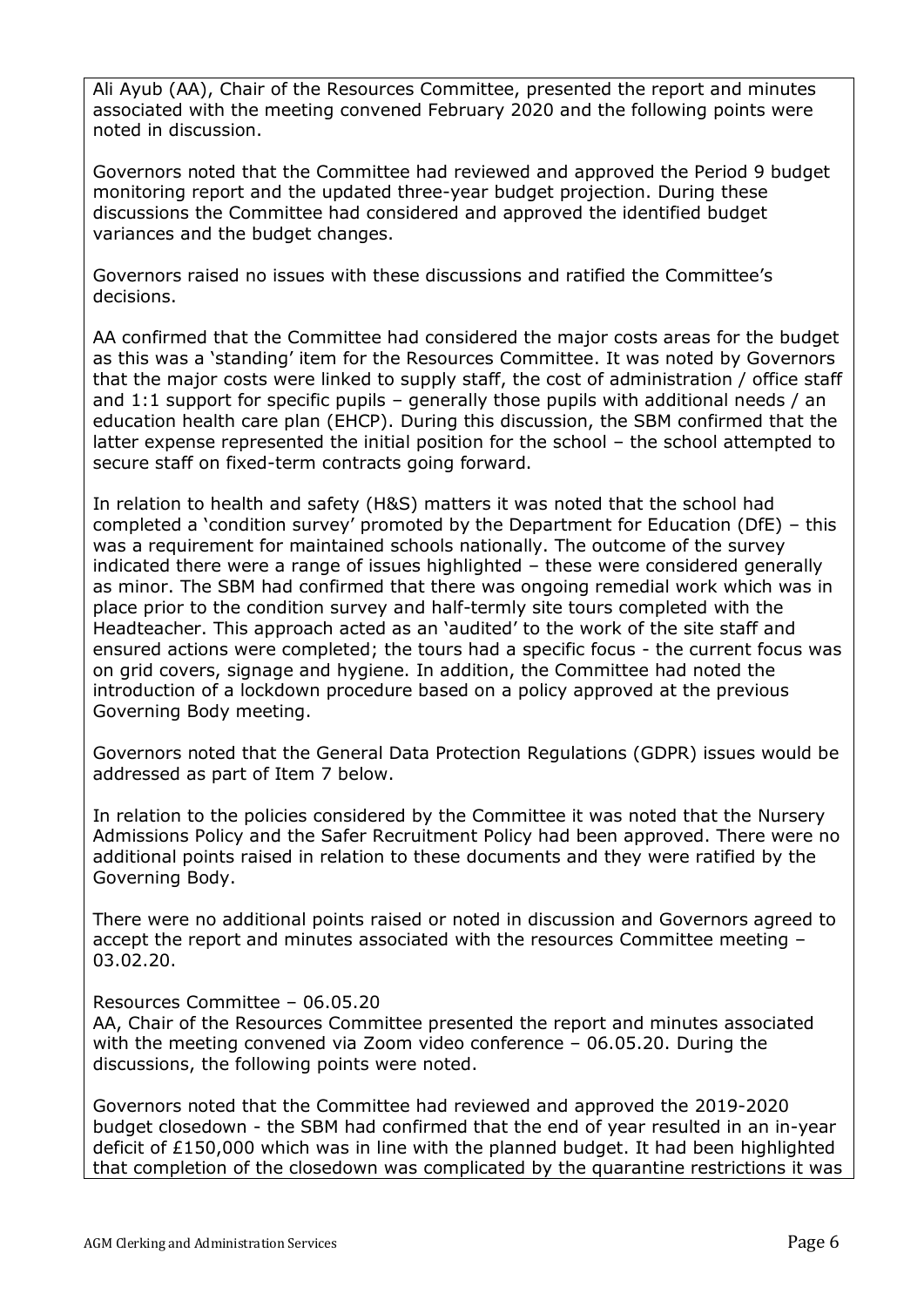Ali Ayub (AA), Chair of the Resources Committee, presented the report and minutes associated with the meeting convened February 2020 and the following points were noted in discussion.

Governors noted that the Committee had reviewed and approved the Period 9 budget monitoring report and the updated three-year budget projection. During these discussions the Committee had considered and approved the identified budget variances and the budget changes.

Governors raised no issues with these discussions and ratified the Committee's decisions.

AA confirmed that the Committee had considered the major costs areas for the budget as this was a 'standing' item for the Resources Committee. It was noted by Governors that the major costs were linked to supply staff, the cost of administration / office staff and 1:1 support for specific pupils – generally those pupils with additional needs / an education health care plan (EHCP). During this discussion, the SBM confirmed that the latter expense represented the initial position for the school – the school attempted to secure staff on fixed-term contracts going forward.

In relation to health and safety (H&S) matters it was noted that the school had completed a 'condition survey' promoted by the Department for Education (DfE) – this was a requirement for maintained schools nationally. The outcome of the survey indicated there were a range of issues highlighted – these were considered generally as minor. The SBM had confirmed that there was ongoing remedial work which was in place prior to the condition survey and half-termly site tours completed with the Headteacher. This approach acted as an 'audited' to the work of the site staff and ensured actions were completed; the tours had a specific focus - the current focus was on grid covers, signage and hygiene. In addition, the Committee had noted the introduction of a lockdown procedure based on a policy approved at the previous Governing Body meeting.

Governors noted that the General Data Protection Regulations (GDPR) issues would be addressed as part of Item 7 below.

In relation to the policies considered by the Committee it was noted that the Nursery Admissions Policy and the Safer Recruitment Policy had been approved. There were no additional points raised in relation to these documents and they were ratified by the Governing Body.

There were no additional points raised or noted in discussion and Governors agreed to accept the report and minutes associated with the resources Committee meeting – 03.02.20.

Resources Committee – 06.05.20
AA, Chair of the Resources Committee presented the report and minutes associated with the meeting convened via Zoom video conference – 06.05.20. During the discussions, the following points were noted.

Governors noted that the Committee had reviewed and approved the 2019-2020 budget closedown - the SBM had confirmed that the end of year resulted in an in-year deficit of £150,000 which was in line with the planned budget. It had been highlighted that completion of the closedown was complicated by the quarantine restrictions it was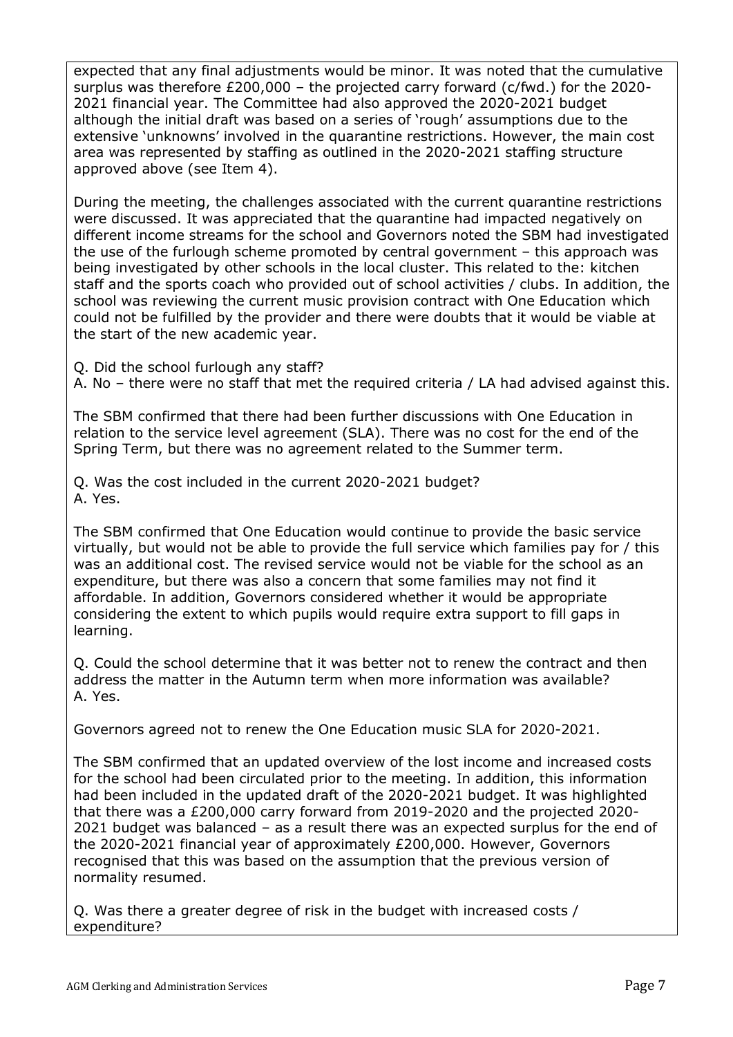expected that any final adjustments would be minor. It was noted that the cumulative surplus was therefore £200,000 – the projected carry forward (c/fwd.) for the 2020-2021 financial year. The Committee had also approved the 2020-2021 budget although the initial draft was based on a series of 'rough' assumptions due to the extensive 'unknowns' involved in the quarantine restrictions. However, the main cost area was represented by staffing as outlined in the 2020-2021 staffing structure approved above (see Item 4).

During the meeting, the challenges associated with the current quarantine restrictions were discussed. It was appreciated that the quarantine had impacted negatively on different income streams for the school and Governors noted the SBM had investigated the use of the furlough scheme promoted by central government – this approach was being investigated by other schools in the local cluster. This related to the: kitchen staff and the sports coach who provided out of school activities / clubs. In addition, the school was reviewing the current music provision contract with One Education which could not be fulfilled by the provider and there were doubts that it would be viable at the start of the new academic year.

Q. Did the school furlough any staff?
A. No – there were no staff that met the required criteria / LA had advised against this.

The SBM confirmed that there had been further discussions with One Education in relation to the service level agreement (SLA). There was no cost for the end of the Spring Term, but there was no agreement related to the Summer term.

Q. Was the cost included in the current 2020-2021 budget?
A. Yes.

The SBM confirmed that One Education would continue to provide the basic service virtually, but would not be able to provide the full service which families pay for / this was an additional cost. The revised service would not be viable for the school as an expenditure, but there was also a concern that some families may not find it affordable. In addition, Governors considered whether it would be appropriate considering the extent to which pupils would require extra support to fill gaps in learning.

Q. Could the school determine that it was better not to renew the contract and then address the matter in the Autumn term when more information was available?
A. Yes.

Governors agreed not to renew the One Education music SLA for 2020-2021.

The SBM confirmed that an updated overview of the lost income and increased costs for the school had been circulated prior to the meeting. In addition, this information had been included in the updated draft of the 2020-2021 budget. It was highlighted that there was a £200,000 carry forward from 2019-2020 and the projected 2020-2021 budget was balanced – as a result there was an expected surplus for the end of the 2020-2021 financial year of approximately £200,000. However, Governors recognised that this was based on the assumption that the previous version of normality resumed.

Q. Was there a greater degree of risk in the budget with increased costs / expenditure?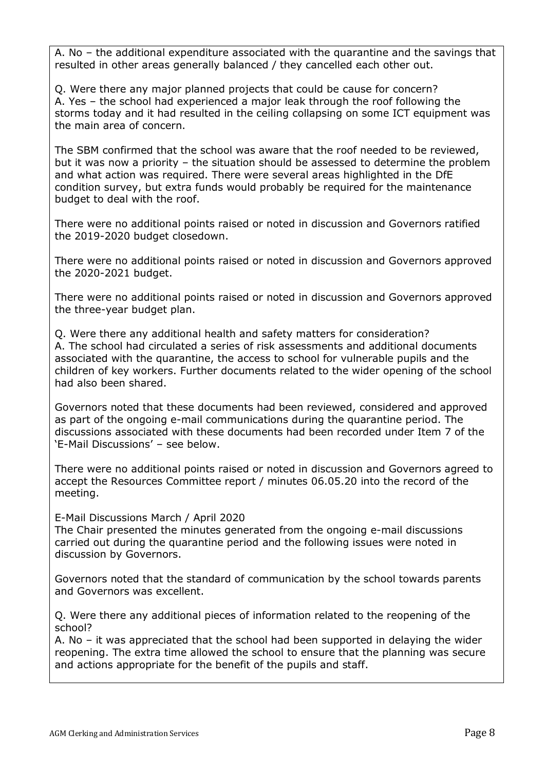A. No – the additional expenditure associated with the quarantine and the savings that resulted in other areas generally balanced / they cancelled each other out.

Q. Were there any major planned projects that could be cause for concern?
A. Yes – the school had experienced a major leak through the roof following the storms today and it had resulted in the ceiling collapsing on some ICT equipment was the main area of concern.

The SBM confirmed that the school was aware that the roof needed to be reviewed, but it was now a priority – the situation should be assessed to determine the problem and what action was required. There were several areas highlighted in the DfE condition survey, but extra funds would probably be required for the maintenance budget to deal with the roof.

There were no additional points raised or noted in discussion and Governors ratified the 2019-2020 budget closedown.

There were no additional points raised or noted in discussion and Governors approved the 2020-2021 budget.

There were no additional points raised or noted in discussion and Governors approved the three-year budget plan.

Q. Were there any additional health and safety matters for consideration?
A. The school had circulated a series of risk assessments and additional documents associated with the quarantine, the access to school for vulnerable pupils and the children of key workers. Further documents related to the wider opening of the school had also been shared.

Governors noted that these documents had been reviewed, considered and approved as part of the ongoing e-mail communications during the quarantine period. The discussions associated with these documents had been recorded under Item 7 of the 'E-Mail Discussions' – see below.

There were no additional points raised or noted in discussion and Governors agreed to accept the Resources Committee report / minutes 06.05.20 into the record of the meeting.

E-Mail Discussions March / April 2020
The Chair presented the minutes generated from the ongoing e-mail discussions carried out during the quarantine period and the following issues were noted in discussion by Governors.

Governors noted that the standard of communication by the school towards parents and Governors was excellent.

Q. Were there any additional pieces of information related to the reopening of the school?
A. No – it was appreciated that the school had been supported in delaying the wider reopening. The extra time allowed the school to ensure that the planning was secure and actions appropriate for the benefit of the pupils and staff.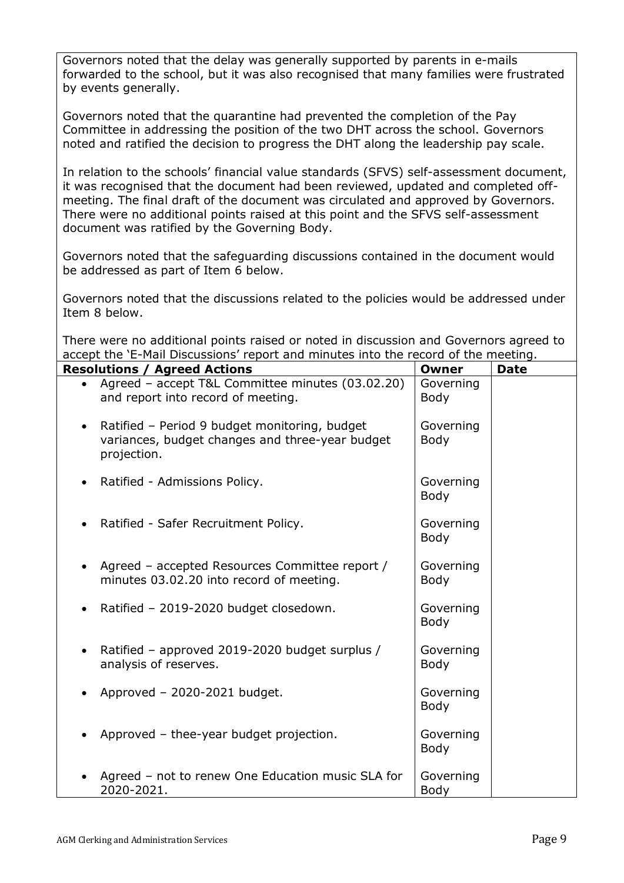Governors noted that the delay was generally supported by parents in e-mails forwarded to the school, but it was also recognised that many families were frustrated by events generally.

Governors noted that the quarantine had prevented the completion of the Pay Committee in addressing the position of the two DHT across the school. Governors noted and ratified the decision to progress the DHT along the leadership pay scale.

In relation to the schools' financial value standards (SFVS) self-assessment document, it was recognised that the document had been reviewed, updated and completed off-meeting. The final draft of the document was circulated and approved by Governors. There were no additional points raised at this point and the SFVS self-assessment document was ratified by the Governing Body.

Governors noted that the safeguarding discussions contained in the document would be addressed as part of Item 6 below.

Governors noted that the discussions related to the policies would be addressed under Item 8 below.

There were no additional points raised or noted in discussion and Governors agreed to accept the 'E-Mail Discussions' report and minutes into the record of the meeting.

| Resolutions / Agreed Actions | Owner | Date |
|---|---|---|
| • Agreed – accept T&L Committee minutes (03.02.20) and report into record of meeting. | Governing Body | |
| • Ratified – Period 9 budget monitoring, budget variances, budget changes and three-year budget projection. | Governing Body | |
| • Ratified - Admissions Policy. | Governing Body | |
| • Ratified - Safer Recruitment Policy. | Governing Body | |
| • Agreed – accepted Resources Committee report / minutes 03.02.20 into record of meeting. | Governing Body | |
| • Ratified – 2019-2020 budget closedown. | Governing Body | |
| • Ratified – approved 2019-2020 budget surplus / analysis of reserves. | Governing Body | |
| • Approved – 2020-2021 budget. | Governing Body | |
| • Approved – thee-year budget projection. | Governing Body | |
| • Agreed – not to renew One Education music SLA for 2020-2021. | Governing Body | |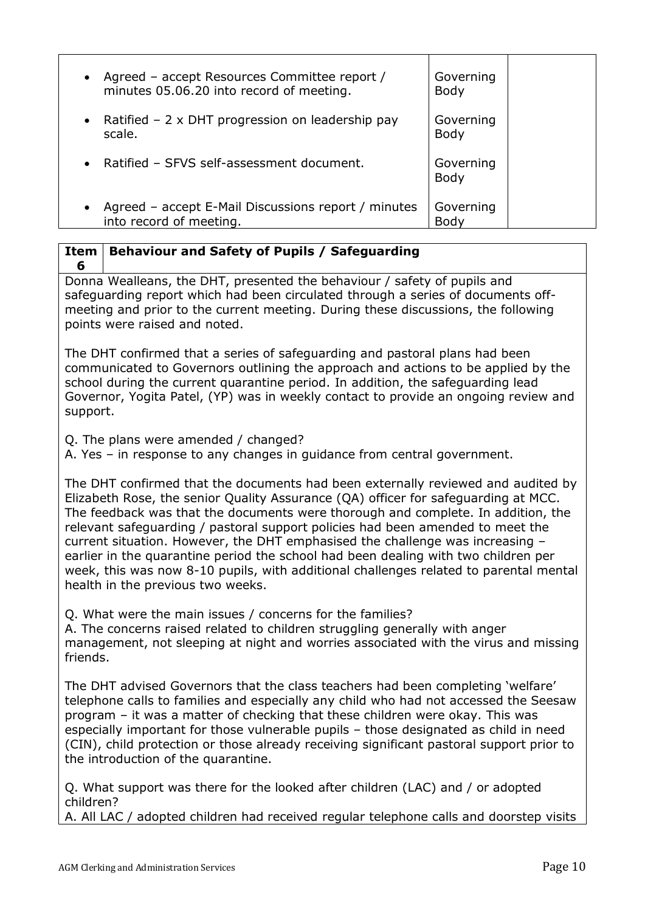| | | |
|---|---|---|
| • Agreed – accept Resources Committee report / minutes 05.06.20 into record of meeting. | Governing Body | |
| • Ratified – 2 x DHT progression on leadership pay scale. | Governing Body | |
| • Ratified – SFVS self-assessment document. | Governing Body | |
| • Agreed – accept E-Mail Discussions report / minutes into record of meeting. | Governing Body | |

| Item 6 | Behaviour and Safety of Pupils / Safeguarding |
|---|---|

Donna Wealleans, the DHT, presented the behaviour / safety of pupils and safeguarding report which had been circulated through a series of documents off-meeting and prior to the current meeting. During these discussions, the following points were raised and noted.

The DHT confirmed that a series of safeguarding and pastoral plans had been communicated to Governors outlining the approach and actions to be applied by the school during the current quarantine period. In addition, the safeguarding lead Governor, Yogita Patel, (YP) was in weekly contact to provide an ongoing review and support.

Q. The plans were amended / changed?
A. Yes – in response to any changes in guidance from central government.

The DHT confirmed that the documents had been externally reviewed and audited by Elizabeth Rose, the senior Quality Assurance (QA) officer for safeguarding at MCC. The feedback was that the documents were thorough and complete. In addition, the relevant safeguarding / pastoral support policies had been amended to meet the current situation. However, the DHT emphasised the challenge was increasing – earlier in the quarantine period the school had been dealing with two children per week, this was now 8-10 pupils, with additional challenges related to parental mental health in the previous two weeks.

Q. What were the main issues / concerns for the families?
A. The concerns raised related to children struggling generally with anger management, not sleeping at night and worries associated with the virus and missing friends.

The DHT advised Governors that the class teachers had been completing 'welfare' telephone calls to families and especially any child who had not accessed the Seesaw program – it was a matter of checking that these children were okay. This was especially important for those vulnerable pupils – those designated as child in need (CIN), child protection or those already receiving significant pastoral support prior to the introduction of the quarantine.

Q. What support was there for the looked after children (LAC) and / or adopted children?
A. All LAC / adopted children had received regular telephone calls and doorstep visits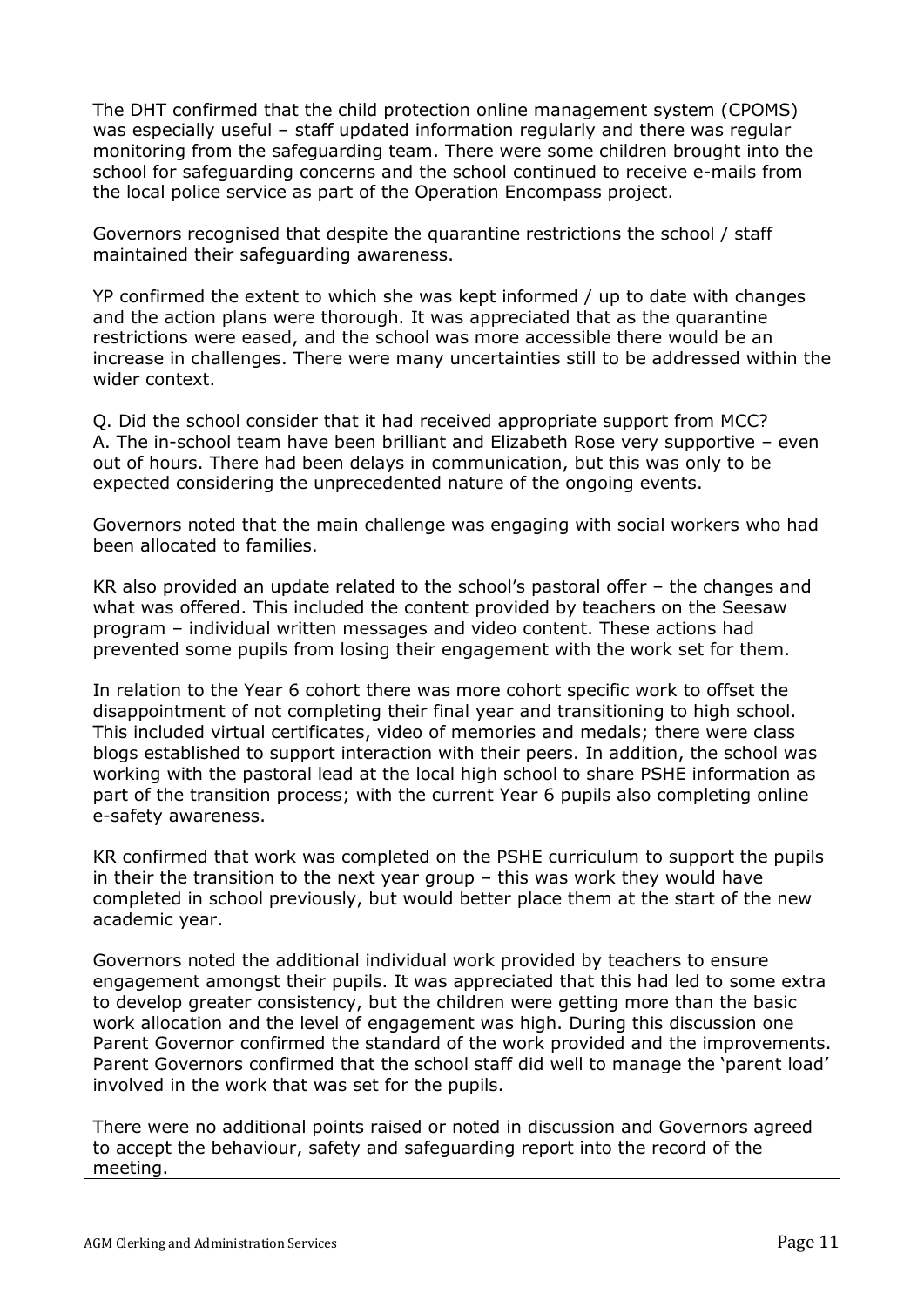The DHT confirmed that the child protection online management system (CPOMS) was especially useful – staff updated information regularly and there was regular monitoring from the safeguarding team. There were some children brought into the school for safeguarding concerns and the school continued to receive e-mails from the local police service as part of the Operation Encompass project.

Governors recognised that despite the quarantine restrictions the school / staff maintained their safeguarding awareness.

YP confirmed the extent to which she was kept informed / up to date with changes and the action plans were thorough. It was appreciated that as the quarantine restrictions were eased, and the school was more accessible there would be an increase in challenges. There were many uncertainties still to be addressed within the wider context.

Q. Did the school consider that it had received appropriate support from MCC?
A. The in-school team have been brilliant and Elizabeth Rose very supportive – even out of hours. There had been delays in communication, but this was only to be expected considering the unprecedented nature of the ongoing events.

Governors noted that the main challenge was engaging with social workers who had been allocated to families.

KR also provided an update related to the school's pastoral offer – the changes and what was offered. This included the content provided by teachers on the Seesaw program – individual written messages and video content. These actions had prevented some pupils from losing their engagement with the work set for them.

In relation to the Year 6 cohort there was more cohort specific work to offset the disappointment of not completing their final year and transitioning to high school. This included virtual certificates, video of memories and medals; there were class blogs established to support interaction with their peers. In addition, the school was working with the pastoral lead at the local high school to share PSHE information as part of the transition process; with the current Year 6 pupils also completing online e-safety awareness.

KR confirmed that work was completed on the PSHE curriculum to support the pupils in their the transition to the next year group – this was work they would have completed in school previously, but would better place them at the start of the new academic year.

Governors noted the additional individual work provided by teachers to ensure engagement amongst their pupils. It was appreciated that this had led to some extra to develop greater consistency, but the children were getting more than the basic work allocation and the level of engagement was high. During this discussion one Parent Governor confirmed the standard of the work provided and the improvements. Parent Governors confirmed that the school staff did well to manage the 'parent load' involved in the work that was set for the pupils.

There were no additional points raised or noted in discussion and Governors agreed to accept the behaviour, safety and safeguarding report into the record of the meeting.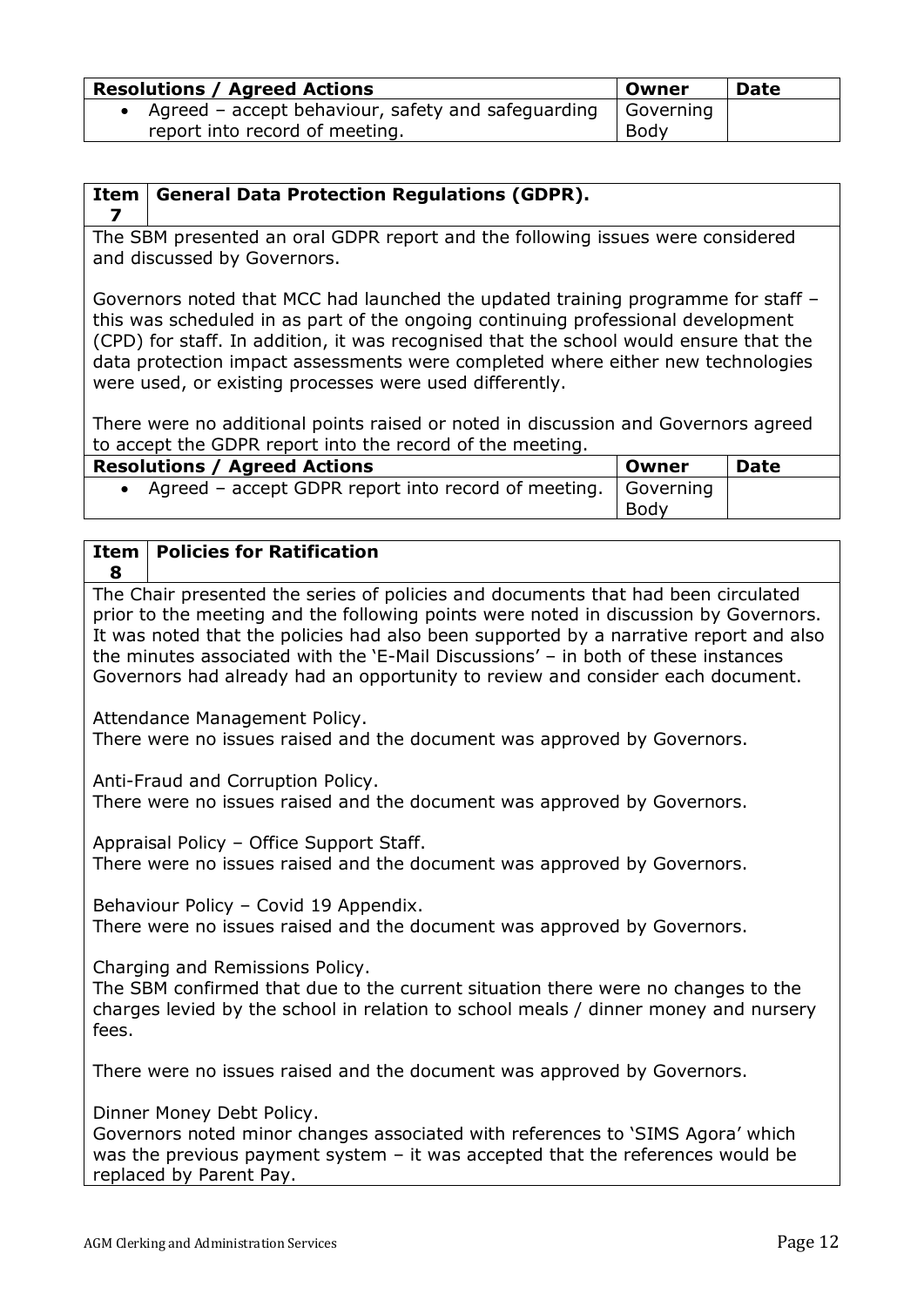| Resolutions / Agreed Actions | Owner | Date |
|---|---|---|
| • Agreed – accept behaviour, safety and safeguarding report into record of meeting. | Governing Body | |

| Item 7 | General Data Protection Regulations (GDPR). |
|---|---|

The SBM presented an oral GDPR report and the following issues were considered and discussed by Governors.

Governors noted that MCC had launched the updated training programme for staff – this was scheduled in as part of the ongoing continuing professional development (CPD) for staff. In addition, it was recognised that the school would ensure that the data protection impact assessments were completed where either new technologies were used, or existing processes were used differently.

There were no additional points raised or noted in discussion and Governors agreed to accept the GDPR report into the record of the meeting.

| Resolutions / Agreed Actions | Owner | Date |
|---|---|---|
| • Agreed – accept GDPR report into record of meeting. | Governing Body | |

| Item 8 | Policies for Ratification |
|---|---|

The Chair presented the series of policies and documents that had been circulated prior to the meeting and the following points were noted in discussion by Governors. It was noted that the policies had also been supported by a narrative report and also the minutes associated with the 'E-Mail Discussions' – in both of these instances Governors had already had an opportunity to review and consider each document.

Attendance Management Policy.
There were no issues raised and the document was approved by Governors.

Anti-Fraud and Corruption Policy.
There were no issues raised and the document was approved by Governors.

Appraisal Policy – Office Support Staff.
There were no issues raised and the document was approved by Governors.

Behaviour Policy – Covid 19 Appendix.
There were no issues raised and the document was approved by Governors.

Charging and Remissions Policy.
The SBM confirmed that due to the current situation there were no changes to the charges levied by the school in relation to school meals / dinner money and nursery fees.

There were no issues raised and the document was approved by Governors.

Dinner Money Debt Policy.
Governors noted minor changes associated with references to 'SIMS Agora' which was the previous payment system – it was accepted that the references would be replaced by Parent Pay.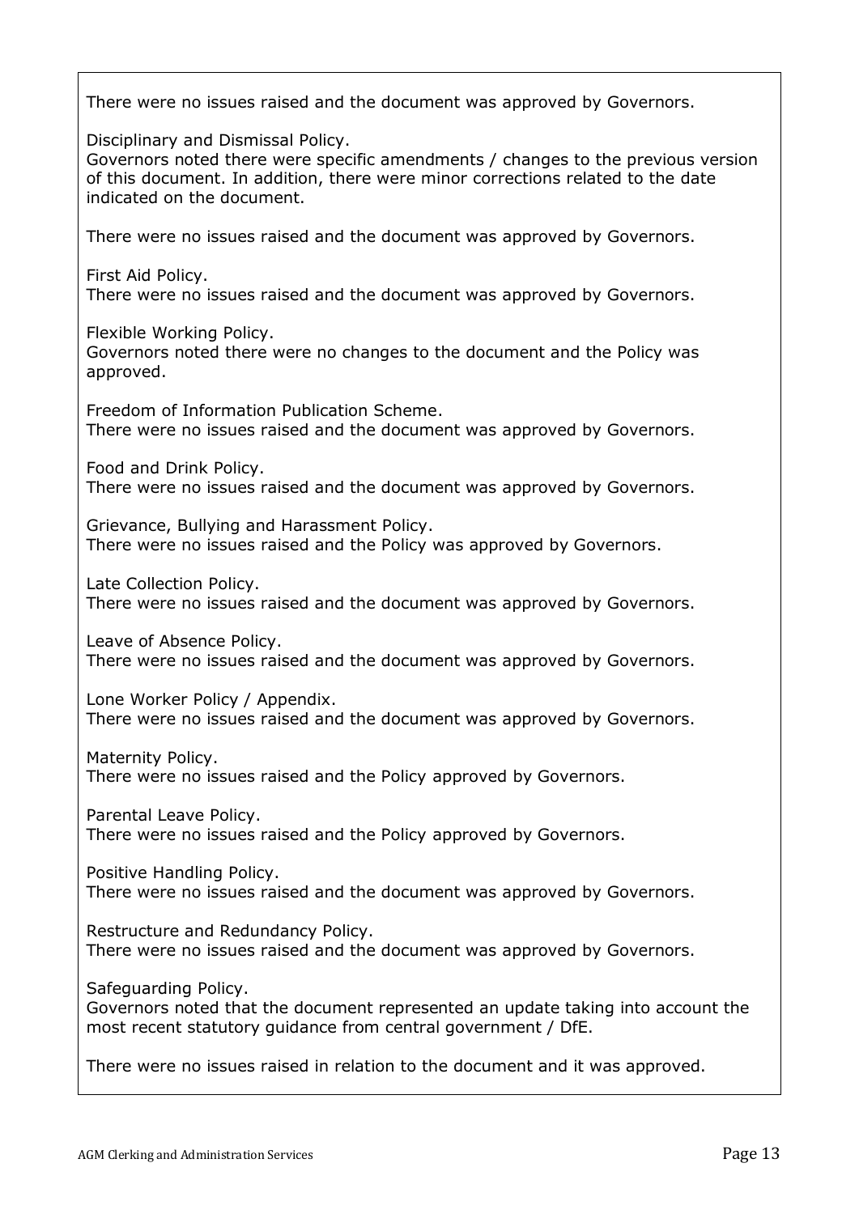There were no issues raised and the document was approved by Governors.

Disciplinary and Dismissal Policy.
Governors noted there were specific amendments / changes to the previous version of this document. In addition, there were minor corrections related to the date indicated on the document.

There were no issues raised and the document was approved by Governors.

First Aid Policy.
There were no issues raised and the document was approved by Governors.

Flexible Working Policy.
Governors noted there were no changes to the document and the Policy was approved.

Freedom of Information Publication Scheme.
There were no issues raised and the document was approved by Governors.

Food and Drink Policy.
There were no issues raised and the document was approved by Governors.

Grievance, Bullying and Harassment Policy.
There were no issues raised and the Policy was approved by Governors.

Late Collection Policy.
There were no issues raised and the document was approved by Governors.

Leave of Absence Policy.
There were no issues raised and the document was approved by Governors.

Lone Worker Policy / Appendix.
There were no issues raised and the document was approved by Governors.

Maternity Policy.
There were no issues raised and the Policy approved by Governors.

Parental Leave Policy.
There were no issues raised and the Policy approved by Governors.

Positive Handling Policy.
There were no issues raised and the document was approved by Governors.

Restructure and Redundancy Policy.
There were no issues raised and the document was approved by Governors.

Safeguarding Policy.
Governors noted that the document represented an update taking into account the most recent statutory guidance from central government / DfE.

There were no issues raised in relation to the document and it was approved.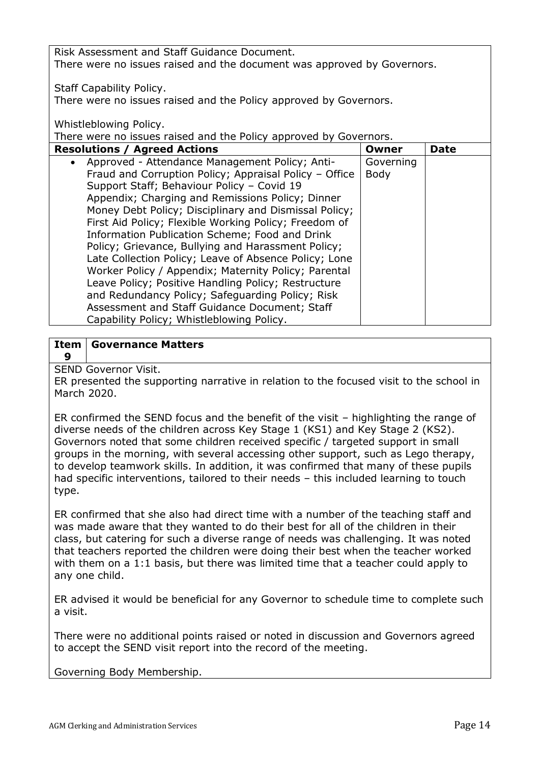Risk Assessment and Staff Guidance Document.
There were no issues raised and the document was approved by Governors.

Staff Capability Policy.
There were no issues raised and the Policy approved by Governors.

Whistleblowing Policy.
There were no issues raised and the Policy approved by Governors.

| Resolutions / Agreed Actions | Owner | Date |
|---|---|---|
| • Approved - Attendance Management Policy; Anti-Fraud and Corruption Policy; Appraisal Policy – Office Support Staff; Behaviour Policy – Covid 19 Appendix; Charging and Remissions Policy; Dinner Money Debt Policy; Disciplinary and Dismissal Policy; First Aid Policy; Flexible Working Policy; Freedom of Information Publication Scheme; Food and Drink Policy; Grievance, Bullying and Harassment Policy; Late Collection Policy; Leave of Absence Policy; Lone Worker Policy / Appendix; Maternity Policy; Parental Leave Policy; Positive Handling Policy; Restructure and Redundancy Policy; Safeguarding Policy; Risk Assessment and Staff Guidance Document; Staff Capability Policy; Whistleblowing Policy. | Governing Body | |

| Item 9 | Governance Matters |
|---|---|

SEND Governor Visit.
ER presented the supporting narrative in relation to the focused visit to the school in March 2020.

ER confirmed the SEND focus and the benefit of the visit – highlighting the range of diverse needs of the children across Key Stage 1 (KS1) and Key Stage 2 (KS2). Governors noted that some children received specific / targeted support in small groups in the morning, with several accessing other support, such as Lego therapy, to develop teamwork skills. In addition, it was confirmed that many of these pupils had specific interventions, tailored to their needs – this included learning to touch type.

ER confirmed that she also had direct time with a number of the teaching staff and was made aware that they wanted to do their best for all of the children in their class, but catering for such a diverse range of needs was challenging. It was noted that teachers reported the children were doing their best when the teacher worked with them on a 1:1 basis, but there was limited time that a teacher could apply to any one child.

ER advised it would be beneficial for any Governor to schedule time to complete such a visit.

There were no additional points raised or noted in discussion and Governors agreed to accept the SEND visit report into the record of the meeting.

Governing Body Membership.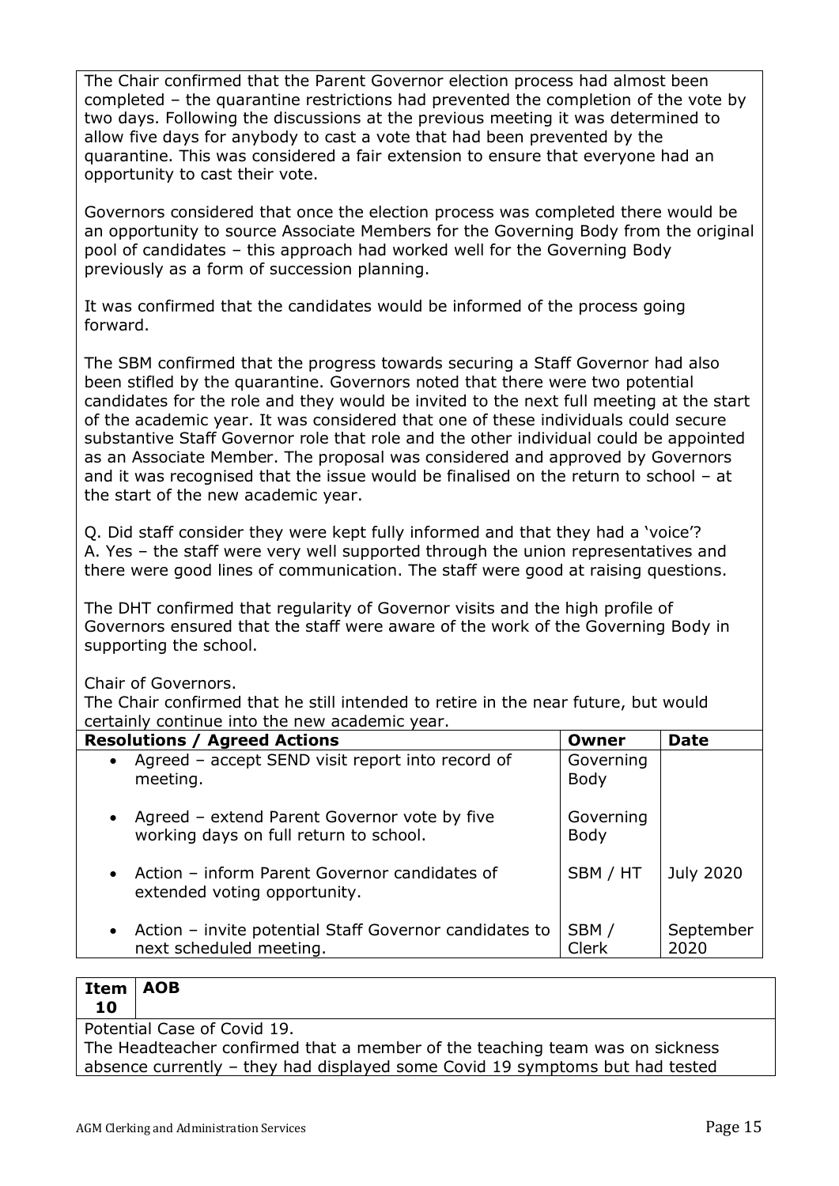The Chair confirmed that the Parent Governor election process had almost been completed – the quarantine restrictions had prevented the completion of the vote by two days. Following the discussions at the previous meeting it was determined to allow five days for anybody to cast a vote that had been prevented by the quarantine. This was considered a fair extension to ensure that everyone had an opportunity to cast their vote.

Governors considered that once the election process was completed there would be an opportunity to source Associate Members for the Governing Body from the original pool of candidates – this approach had worked well for the Governing Body previously as a form of succession planning.

It was confirmed that the candidates would be informed of the process going forward.

The SBM confirmed that the progress towards securing a Staff Governor had also been stifled by the quarantine. Governors noted that there were two potential candidates for the role and they would be invited to the next full meeting at the start of the academic year. It was considered that one of these individuals could secure substantive Staff Governor role that role and the other individual could be appointed as an Associate Member. The proposal was considered and approved by Governors and it was recognised that the issue would be finalised on the return to school – at the start of the new academic year.

Q. Did staff consider they were kept fully informed and that they had a 'voice'?
A. Yes – the staff were very well supported through the union representatives and there were good lines of communication. The staff were good at raising questions.

The DHT confirmed that regularity of Governor visits and the high profile of Governors ensured that the staff were aware of the work of the Governing Body in supporting the school.

Chair of Governors.
The Chair confirmed that he still intended to retire in the near future, but would certainly continue into the new academic year.

| Resolutions / Agreed Actions | Owner | Date |
|---|---|---|
| • Agreed – accept SEND visit report into record of meeting. | Governing Body | |
| • Agreed – extend Parent Governor vote by five working days on full return to school. | Governing Body | |
| • Action – inform Parent Governor candidates of extended voting opportunity. | SBM / HT | July 2020 |
| • Action – invite potential Staff Governor candidates to next scheduled meeting. | SBM / Clerk | September 2020 |

| Item 10 | AOB |
|---|---|

Potential Case of Covid 19.
The Headteacher confirmed that a member of the teaching team was on sickness absence currently – they had displayed some Covid 19 symptoms but had tested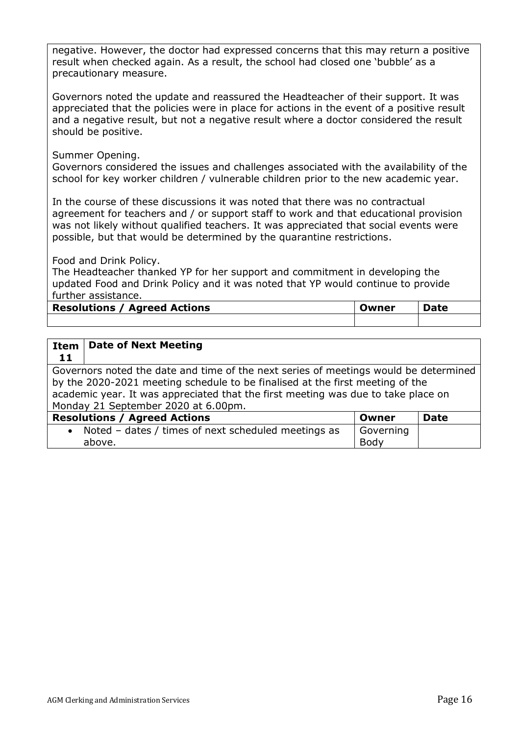negative. However, the doctor had expressed concerns that this may return a positive result when checked again. As a result, the school had closed one 'bubble' as a precautionary measure.

Governors noted the update and reassured the Headteacher of their support. It was appreciated that the policies were in place for actions in the event of a positive result and a negative result, but not a negative result where a doctor considered the result should be positive.

Summer Opening.
Governors considered the issues and challenges associated with the availability of the school for key worker children / vulnerable children prior to the new academic year.

In the course of these discussions it was noted that there was no contractual agreement for teachers and / or support staff to work and that educational provision was not likely without qualified teachers. It was appreciated that social events were possible, but that would be determined by the quarantine restrictions.

Food and Drink Policy.
The Headteacher thanked YP for her support and commitment in developing the updated Food and Drink Policy and it was noted that YP would continue to provide further assistance.

| **Resolutions / Agreed Actions** | **Owner** | **Date** |
|---|---|---|
| | | |

| **Item 11** | **Date of Next Meeting** |
|---|---|

Governors noted the date and time of the next series of meetings would be determined by the 2020-2021 meeting schedule to be finalised at the first meeting of the academic year. It was appreciated that the first meeting was due to take place on Monday 21 September 2020 at 6.00pm.

| **Resolutions / Agreed Actions** | **Owner** | **Date** |
|---|---|---|
| • Noted – dates / times of next scheduled meetings as above. | Governing Body | |